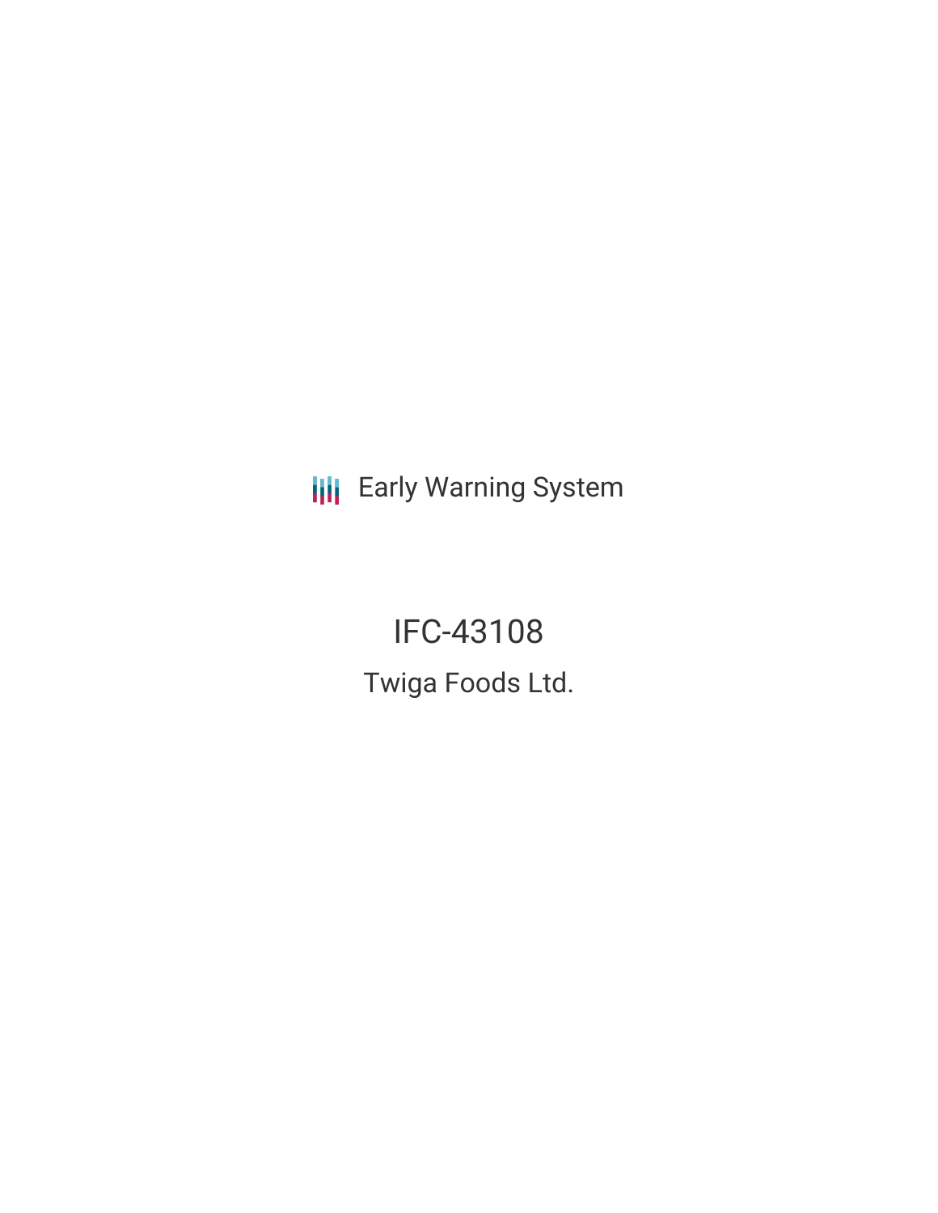Early Warning System

# IFC-43108

## Twiga Foods Ltd.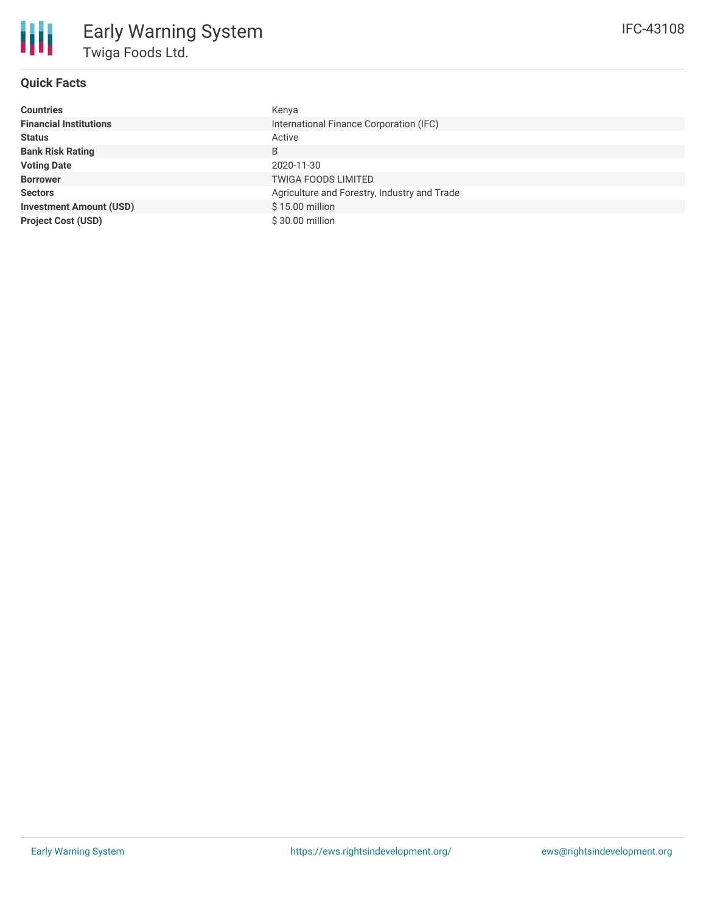# Early Warning System

## Twiga Foods Ltd.

IFC-43108

### Quick Facts

| | |
|---|---|
| **Countries** | Kenya |
| **Financial Institutions** | International Finance Corporation (IFC) |
| **Status** | Active |
| **Bank Risk Rating** | B |
| **Voting Date** | 2020-11-30 |
| **Borrower** | TWIGA FOODS LIMITED |
| **Sectors** | Agriculture and Forestry, Industry and Trade |
| **Investment Amount (USD)** | $ 15.00 million |
| **Project Cost (USD)** | $ 30.00 million |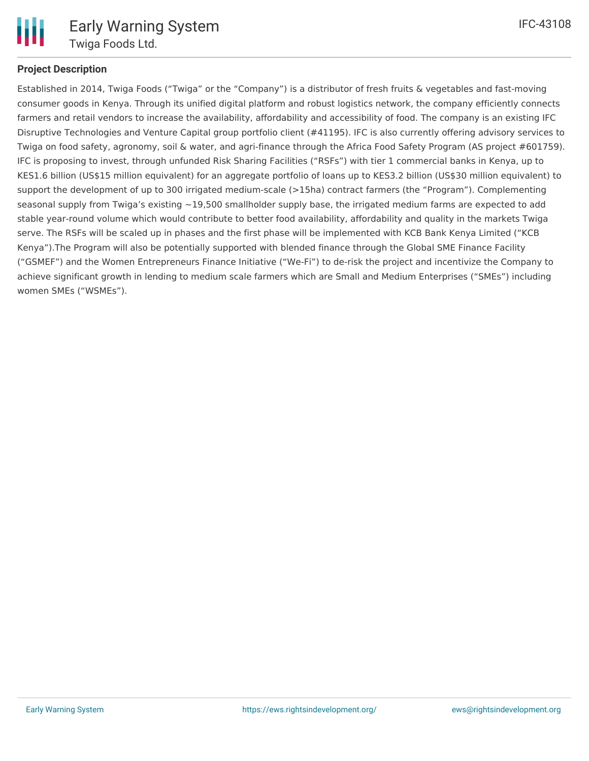## Project Description

Established in 2014, Twiga Foods ("Twiga" or the "Company") is a distributor of fresh fruits & vegetables and fast-moving consumer goods in Kenya. Through its unified digital platform and robust logistics network, the company efficiently connects farmers and retail vendors to increase the availability, affordability and accessibility of food. The company is an existing IFC Disruptive Technologies and Venture Capital group portfolio client (#41195). IFC is also currently offering advisory services to Twiga on food safety, agronomy, soil & water, and agri-finance through the Africa Food Safety Program (AS project #601759). IFC is proposing to invest, through unfunded Risk Sharing Facilities ("RSFs") with tier 1 commercial banks in Kenya, up to KES1.6 billion (US$15 million equivalent) for an aggregate portfolio of loans up to KES3.2 billion (US$30 million equivalent) to support the development of up to 300 irrigated medium-scale (>15ha) contract farmers (the "Program"). Complementing seasonal supply from Twiga's existing ~19,500 smallholder supply base, the irrigated medium farms are expected to add stable year-round volume which would contribute to better food availability, affordability and quality in the markets Twiga serve. The RSFs will be scaled up in phases and the first phase will be implemented with KCB Bank Kenya Limited ("KCB Kenya").The Program will also be potentially supported with blended finance through the Global SME Finance Facility ("GSMEF") and the Women Entrepreneurs Finance Initiative ("We-Fi") to de-risk the project and incentivize the Company to achieve significant growth in lending to medium scale farmers which are Small and Medium Enterprises ("SMEs") including women SMEs ("WSMEs").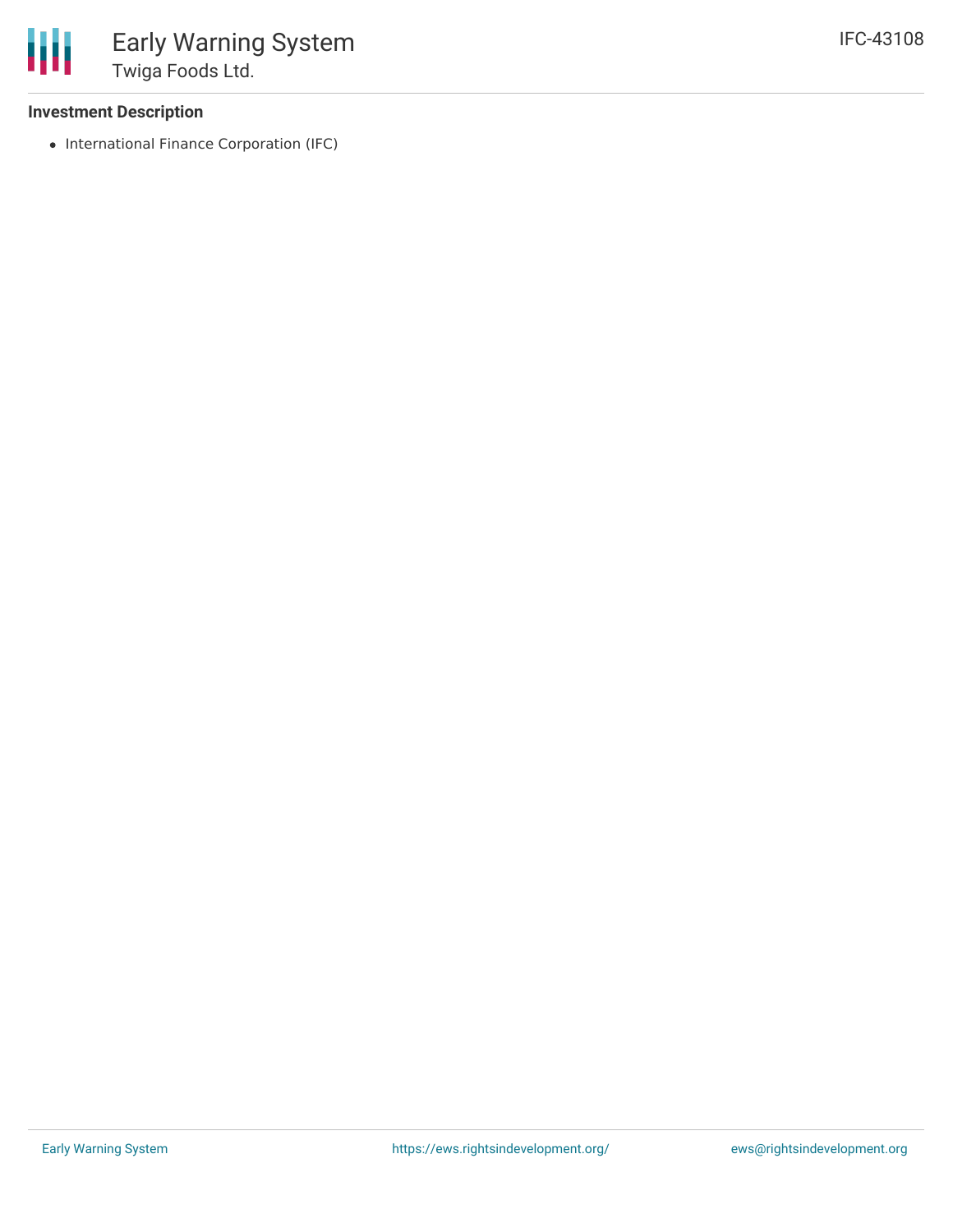**Investment Description**

- International Finance Corporation (IFC)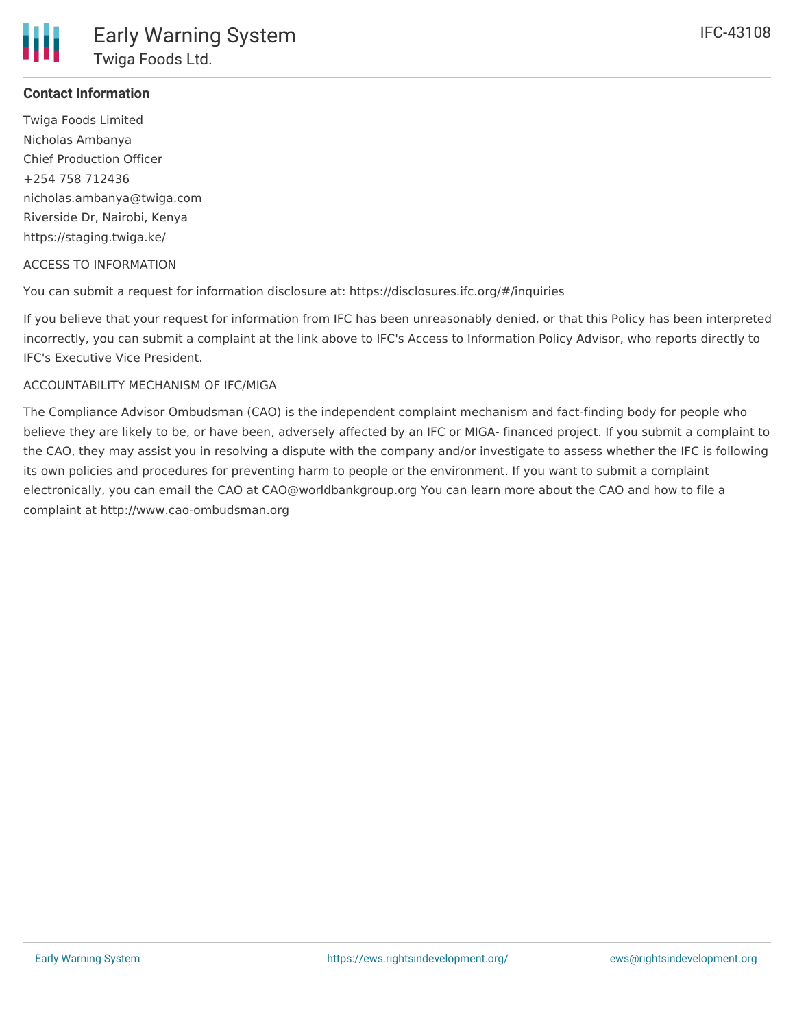**Contact Information**

Twiga Foods Limited

Nicholas Ambanya

Chief Production Officer

+254 758 712436

nicholas.ambanya@twiga.com

Riverside Dr, Nairobi, Kenya

https://staging.twiga.ke/

ACCESS TO INFORMATION

You can submit a request for information disclosure at: https://disclosures.ifc.org/#/inquiries

If you believe that your request for information from IFC has been unreasonably denied, or that this Policy has been interpreted incorrectly, you can submit a complaint at the link above to IFC's Access to Information Policy Advisor, who reports directly to IFC's Executive Vice President.

ACCOUNTABILITY MECHANISM OF IFC/MIGA

The Compliance Advisor Ombudsman (CAO) is the independent complaint mechanism and fact-finding body for people who believe they are likely to be, or have been, adversely affected by an IFC or MIGA- financed project. If you submit a complaint to the CAO, they may assist you in resolving a dispute with the company and/or investigate to assess whether the IFC is following its own policies and procedures for preventing harm to people or the environment. If you want to submit a complaint electronically, you can email the CAO at CAO@worldbankgroup.org You can learn more about the CAO and how to file a complaint at http://www.cao-ombudsman.org